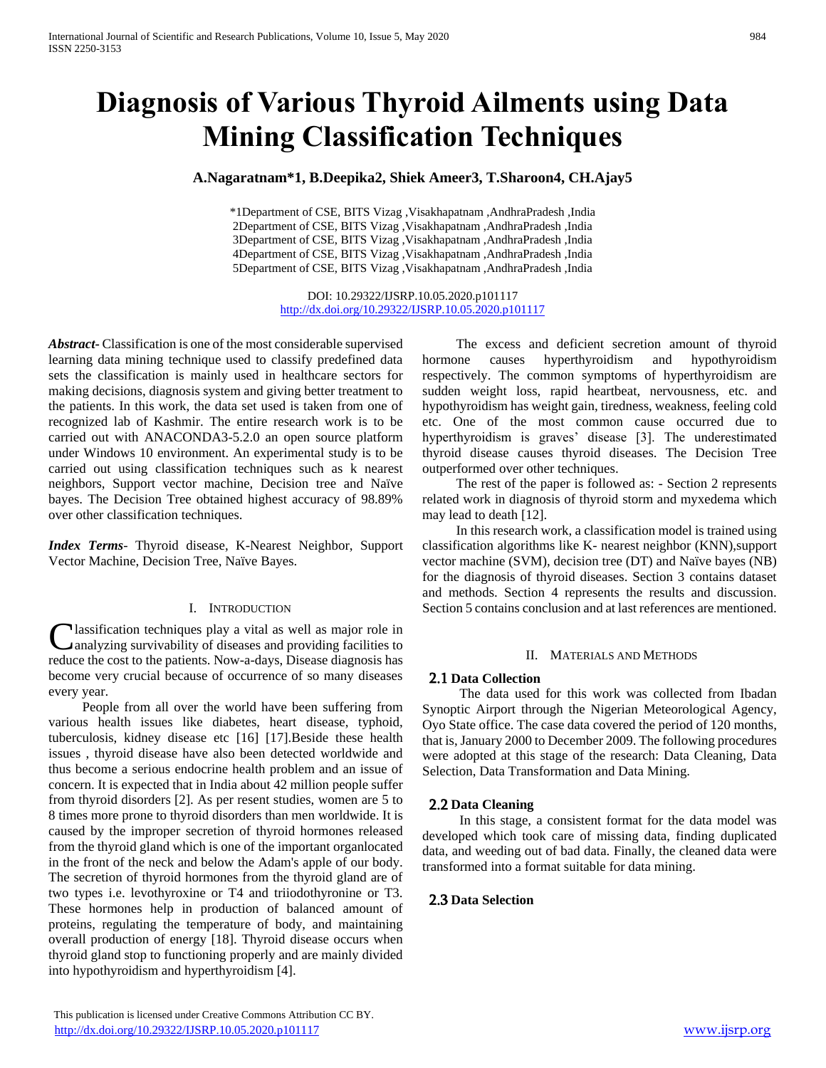# Diagnosis of Various Thyroid Ailments using Data Mining Classification Techniques

**A.Nagaratnam*1, B.Deepika2, Shiek Ameer3, T.Sharoon4, CH.Ajay5**

*1Department of CSE, BITS Vizag ,Visakhapatnam ,AndhraPradesh ,India
2Department of CSE, BITS Vizag ,Visakhapatnam ,AndhraPradesh ,India
3Department of CSE, BITS Vizag ,Visakhapatnam ,AndhraPradesh ,India
4Department of CSE, BITS Vizag ,Visakhapatnam ,AndhraPradesh ,India
5Department of CSE, BITS Vizag ,Visakhapatnam ,AndhraPradesh ,India

DOI: 10.29322/IJSRP.10.05.2020.p101117
http://dx.doi.org/10.29322/IJSRP.10.05.2020.p101117

***Abstract-*** Classification is one of the most considerable supervised learning data mining technique used to classify predefined data sets the classification is mainly used in healthcare sectors for making decisions, diagnosis system and giving better treatment to the patients. In this work, the data set used is taken from one of recognized lab of Kashmir. The entire research work is to be carried out with ANACONDA3-5.2.0 an open source platform under Windows 10 environment. An experimental study is to be carried out using classification techniques such as k nearest neighbors, Support vector machine, Decision tree and Naïve bayes. The Decision Tree obtained highest accuracy of 98.89% over other classification techniques.

***Index Terms-*** Thyroid disease, K-Nearest Neighbor, Support Vector Machine, Decision Tree, Naïve Bayes.

## I. Introduction

Classification techniques play a vital as well as major role in analyzing survivability of diseases and providing facilities to reduce the cost to the patients. Now-a-days, Disease diagnosis has become very crucial because of occurrence of so many diseases every year.

People from all over the world have been suffering from various health issues like diabetes, heart disease, typhoid, tuberculosis, kidney disease etc [16] [17].Beside these health issues , thyroid disease have also been detected worldwide and thus become a serious endocrine health problem and an issue of concern. It is expected that in India about 42 million people suffer from thyroid disorders [2]. As per resent studies, women are 5 to 8 times more prone to thyroid disorders than men worldwide. It is caused by the improper secretion of thyroid hormones released from the thyroid gland which is one of the important organlocated in the front of the neck and below the Adam's apple of our body. The secretion of thyroid hormones from the thyroid gland are of two types i.e. levothyroxine or T4 and triiodothyronine or T3. These hormones help in production of balanced amount of proteins, regulating the temperature of body, and maintaining overall production of energy [18]. Thyroid disease occurs when thyroid gland stop to functioning properly and are mainly divided into hypothyroidism and hyperthyroidism [4].

The excess and deficient secretion amount of thyroid hormone causes hyperthyroidism and hypothyroidism respectively. The common symptoms of hyperthyroidism are sudden weight loss, rapid heartbeat, nervousness, etc. and hypothyroidism has weight gain, tiredness, weakness, feeling cold etc. One of the most common cause occurred due to hyperthyroidism is graves' disease [3]. The underestimated thyroid disease causes thyroid diseases. The Decision Tree outperformed over other techniques.

The rest of the paper is followed as: - Section 2 represents related work in diagnosis of thyroid storm and myxedema which may lead to death [12].

In this research work, a classification model is trained using classification algorithms like K- nearest neighbor (KNN),support vector machine (SVM), decision tree (DT) and Naïve bayes (NB) for the diagnosis of thyroid diseases. Section 3 contains dataset and methods. Section 4 represents the results and discussion. Section 5 contains conclusion and at last references are mentioned.

## II. Materials and Methods

### 2.1 Data Collection

The data used for this work was collected from Ibadan Synoptic Airport through the Nigerian Meteorological Agency, Oyo State office. The case data covered the period of 120 months, that is, January 2000 to December 2009. The following procedures were adopted at this stage of the research: Data Cleaning, Data Selection, Data Transformation and Data Mining.

### 2.2 Data Cleaning

In this stage, a consistent format for the data model was developed which took care of missing data, finding duplicated data, and weeding out of bad data. Finally, the cleaned data were transformed into a format suitable for data mining.

### 2.3 Data Selection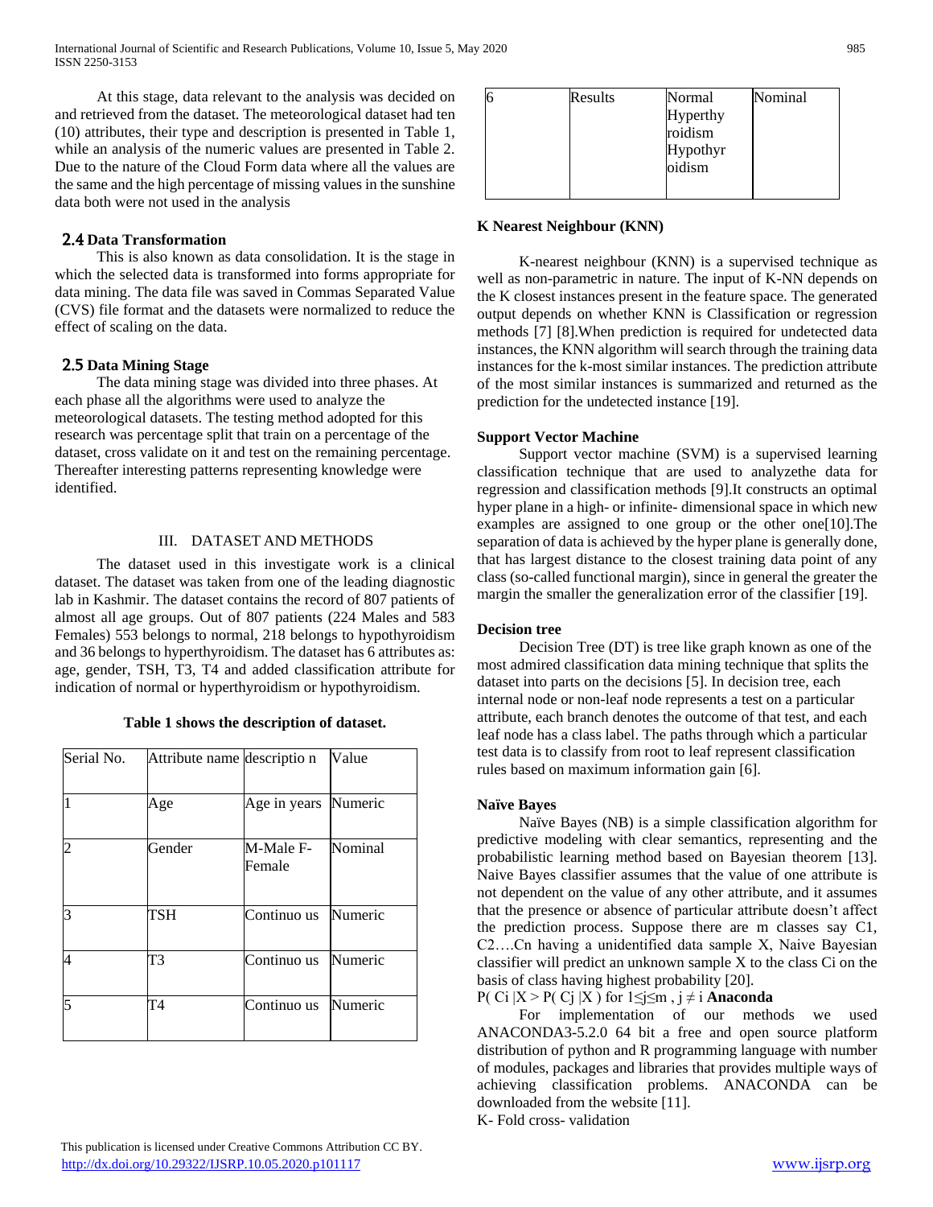At this stage, data relevant to the analysis was decided on and retrieved from the dataset. The meteorological dataset had ten (10) attributes, their type and description is presented in Table 1, while an analysis of the numeric values are presented in Table 2. Due to the nature of the Cloud Form data where all the values are the same and the high percentage of missing values in the sunshine data both were not used in the analysis

### 2.4 Data Transformation

This is also known as data consolidation. It is the stage in which the selected data is transformed into forms appropriate for data mining. The data file was saved in Commas Separated Value (CVS) file format and the datasets were normalized to reduce the effect of scaling on the data.

### 2.5 Data Mining Stage

The data mining stage was divided into three phases. At each phase all the algorithms were used to analyze the meteorological datasets. The testing method adopted for this research was percentage split that train on a percentage of the dataset, cross validate on it and test on the remaining percentage. Thereafter interesting patterns representing knowledge were identified.

## III. DATASET AND METHODS

The dataset used in this investigate work is a clinical dataset. The dataset was taken from one of the leading diagnostic lab in Kashmir. The dataset contains the record of 807 patients of almost all age groups. Out of 807 patients (224 Males and 583 Females) 553 belongs to normal, 218 belongs to hypothyroidism and 36 belongs to hyperthyroidism. The dataset has 6 attributes as: age, gender, TSH, T3, T4 and added classification attribute for indication of normal or hyperthyroidism or hypothyroidism.

**Table 1 shows the description of dataset.**

| Serial No. | Attribute name | descriptio n | Value |
|---|---|---|---|
| 1 | Age | Age in years | Numeric |
| 2 | Gender | M-Male F-Female | Nominal |
| 3 | TSH | Continuo us | Numeric |
| 4 | T3 | Continuo us | Numeric |
| 5 | T4 | Continuo us | Numeric |
| 6 | Results | Normal Hyperthy roidism Hypothyr oidism | Nominal |

**K Nearest Neighbour (KNN)**

K-nearest neighbour (KNN) is a supervised technique as well as non-parametric in nature. The input of K-NN depends on the K closest instances present in the feature space. The generated output depends on whether KNN is Classification or regression methods [7] [8].When prediction is required for undetected data instances, the KNN algorithm will search through the training data instances for the k-most similar instances. The prediction attribute of the most similar instances is summarized and returned as the prediction for the undetected instance [19].

**Support Vector Machine**

Support vector machine (SVM) is a supervised learning classification technique that are used to analyzethe data for regression and classification methods [9].It constructs an optimal hyper plane in a high- or infinite- dimensional space in which new examples are assigned to one group or the other one[10].The separation of data is achieved by the hyper plane is generally done, that has largest distance to the closest training data point of any class (so-called functional margin), since in general the greater the margin the smaller the generalization error of the classifier [19].

**Decision tree**

Decision Tree (DT) is tree like graph known as one of the most admired classification data mining technique that splits the dataset into parts on the decisions [5]. In decision tree, each internal node or non-leaf node represents a test on a particular attribute, each branch denotes the outcome of that test, and each leaf node has a class label. The paths through which a particular test data is to classify from root to leaf represent classification rules based on maximum information gain [6].

**Naïve Bayes**

Naïve Bayes (NB) is a simple classification algorithm for predictive modeling with clear semantics, representing and the probabilistic learning method based on Bayesian theorem [13]. Naive Bayes classifier assumes that the value of one attribute is not dependent on the value of any other attribute, and it assumes that the presence or absence of particular attribute doesn't affect the prediction process. Suppose there are m classes say $C1, C2….Cn$ having a unidentified data sample X, Naive Bayesian classifier will predict an unknown sample X to the class $Ci$ on the basis of class having highest probability [20].

$P( Ci |X > P( Cj |X )$ for $1 \leq j \leq m$ , $j \neq i$ **Anaconda**

For implementation of our methods we used ANACONDA3-5.2.0 64 bit a free and open source platform distribution of python and R programming language with number of modules, packages and libraries that provides multiple ways of achieving classification problems. ANACONDA can be downloaded from the website [11].

K- Fold cross- validation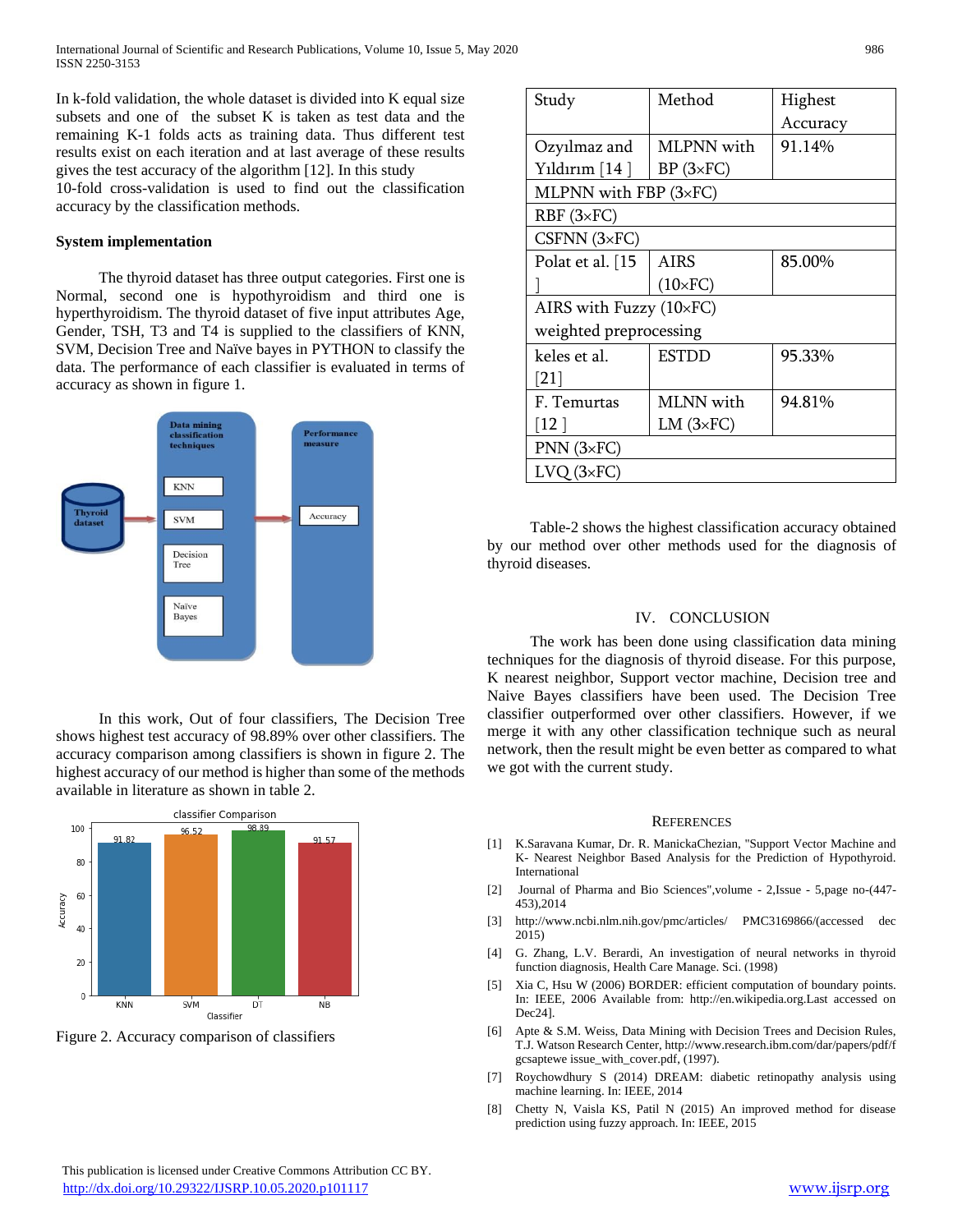In k-fold validation, the whole dataset is divided into K equal size subsets and one of the subset K is taken as test data and the remaining K-1 folds acts as training data. Thus different test results exist on each iteration and at last average of these results gives the test accuracy of the algorithm [12]. In this study 10-fold cross-validation is used to find out the classification accuracy by the classification methods.

**System implementation**

The thyroid dataset has three output categories. First one is Normal, second one is hypothyroidism and third one is hyperthyroidism. The thyroid dataset of five input attributes Age, Gender, TSH, T3 and T4 is supplied to the classifiers of KNN, SVM, Decision Tree and Naïve bayes in PYTHON to classify the data. The performance of each classifier is evaluated in terms of accuracy as shown in figure 1.

In this work, Out of four classifiers, The Decision Tree shows highest test accuracy of 98.89% over other classifiers. The accuracy comparison among classifiers is shown in figure 2. The highest accuracy of our method is higher than some of the methods available in literature as shown in table 2.

Figure 2. Accuracy comparison of classifiers

| Study | Method | Highest Accuracy |
|---|---|---|
| Ozyılmaz and Yıldırım [14 ] | MLPNN with BP (3×FC) | 91.14% |
| MLPNN with FBP (3×FC) | | |
| RBF (3×FC) | | |
| CSFNN (3×FC) | | |
| Polat et al. [15 ] | AIRS (10×FC) | 85.00% |
| AIRS with Fuzzy (10×FC) weighted preprocessing | | |
| keles et al. [21] | ESTDD | 95.33% |
| F. Temurtas [12 ] | MLNN with LM (3×FC) | 94.81% |
| PNN (3×FC) | | |
| LVQ (3×FC) | | |

Table-2 shows the highest classification accuracy obtained by our method over other methods used for the diagnosis of thyroid diseases.

## IV. CONCLUSION

The work has been done using classification data mining techniques for the diagnosis of thyroid disease. For this purpose, K nearest neighbor, Support vector machine, Decision tree and Naive Bayes classifiers have been used. The Decision Tree classifier outperformed over other classifiers. However, if we merge it with any other classification technique such as neural network, then the result might be even better as compared to what we got with the current study.

## REFERENCES

[1] K.Saravana Kumar, Dr. R. ManickaChezian, "Support Vector Machine and K- Nearest Neighbor Based Analysis for the Prediction of Hypothyroid. International

[2] Journal of Pharma and Bio Sciences",volume - 2,Issue - 5,page no-(447-453),2014

[3] http://www.ncbi.nlm.nih.gov/pmc/articles/ PMC3169866/(accessed dec 2015)

[4] G. Zhang, L.V. Berardi, An investigation of neural networks in thyroid function diagnosis, Health Care Manage. Sci. (1998)

[5] Xia C, Hsu W (2006) BORDER: efficient computation of boundary points. In: IEEE, 2006 Available from: http://en.wikipedia.org.Last accessed on Dec24].

[6] Apte & S.M. Weiss, Data Mining with Decision Trees and Decision Rules, T.J. Watson Research Center, http://www.research.ibm.com/dar/papers/pdf/f gcsaptewe issue_with_cover.pdf, (1997).

[7] Roychowdhury S (2014) DREAM: diabetic retinopathy analysis using machine learning. In: IEEE, 2014

[8] Chetty N, Vaisla KS, Patil N (2015) An improved method for disease prediction using fuzzy approach. In: IEEE, 2015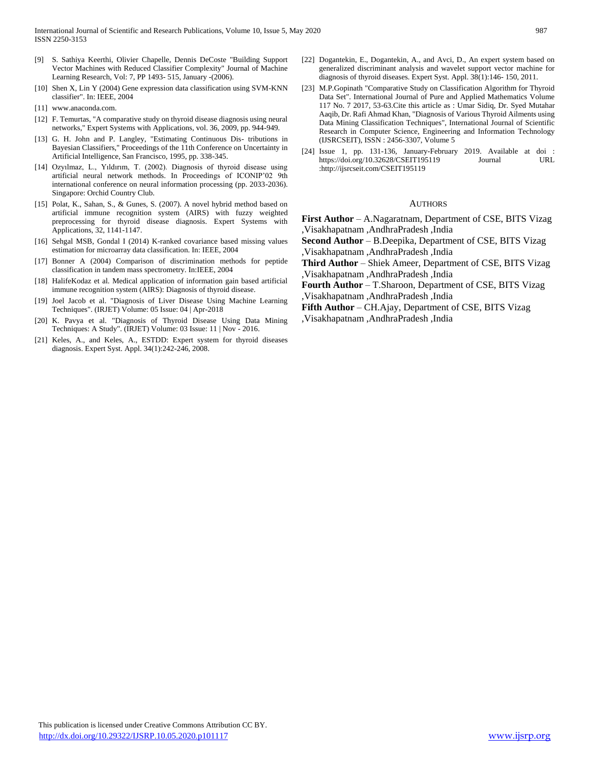[9] S. Sathiya Keerthi, Olivier Chapelle, Dennis DeCoste "Building Support Vector Machines with Reduced Classifier Complexity" Journal of Machine Learning Research, Vol: 7, PP 1493- 515, January -(2006).

[10] Shen X, Lin Y (2004) Gene expression data classification using SVM-KNN classifier". In: IEEE, 2004

[11] www.anaconda.com.

[12] F. Temurtas, "A comparative study on thyroid disease diagnosis using neural networks," Expert Systems with Applications, vol. 36, 2009, pp. 944-949.

[13] G. H. John and P. Langley, "Estimating Continuous Dis- tributions in Bayesian Classifiers," Proceedings of the 11th Conference on Uncertainty in Artificial Intelligence, San Francisco, 1995, pp. 338-345.

[14] Ozyılmaz, L., Yıldırım, T. (2002). Diagnosis of thyroid disease using artificial neural network methods. In Proceedings of ICONIP'02 9th international conference on neural information processing (pp. 2033-2036). Singapore: Orchid Country Club.

[15] Polat, K., Sahan, S., & Gunes, S. (2007). A novel hybrid method based on artificial immune recognition system (AIRS) with fuzzy weighted preprocessing for thyroid disease diagnosis. Expert Systems with Applications, 32, 1141-1147.

[16] Sehgal MSB, Gondal I (2014) K-ranked covariance based missing values estimation for microarray data classification. In: IEEE, 2004

[17] Bonner A (2004) Comparison of discrimination methods for peptide classification in tandem mass spectrometry. In:IEEE, 2004

[18] HalifeKodaz et al. Medical application of information gain based artificial immune recognition system (AIRS): Diagnosis of thyroid disease.

[19] Joel Jacob et al. "Diagnosis of Liver Disease Using Machine Learning Techniques". (IRJET) Volume: 05 Issue: 04 | Apr-2018

[20] K. Pavya et al. "Diagnosis of Thyroid Disease Using Data Mining Techniques: A Study". (IRJET) Volume: 03 Issue: 11 | Nov - 2016.

[21] Keles, A., and Keles, A., ESTDD: Expert system for thyroid diseases diagnosis. Expert Syst. Appl. 34(1):242-246, 2008.

[22] Dogantekin, E., Dogantekin, A., and Avci, D., An expert system based on generalized discriminant analysis and wavelet support vector machine for diagnosis of thyroid diseases. Expert Syst. Appl. 38(1):146- 150, 2011.

[23] M.P.Gopinath "Comparative Study on Classification Algorithm for Thyroid Data Set". International Journal of Pure and Applied Mathematics Volume 117 No. 7 2017, 53-63.Cite this article as : Umar Sidiq, Dr. Syed Mutahar Aaqib, Dr. Rafi Ahmad Khan, "Diagnosis of Various Thyroid Ailments using Data Mining Classification Techniques", International Journal of Scientific Research in Computer Science, Engineering and Information Technology (IJSRCSEIT), ISSN : 2456-3307, Volume 5

[24] Issue 1, pp. 131-136, January-February 2019. Available at doi : https://doi.org/10.32628/CSEIT195119 Journal URL :http://ijsrcseit.com/CSEIT195119

## AUTHORS

**First Author** – A.Nagaratnam, Department of CSE, BITS Vizag ,Visakhapatnam ,AndhraPradesh ,India

**Second Author** – B.Deepika, Department of CSE, BITS Vizag ,Visakhapatnam ,AndhraPradesh ,India

**Third Author** – Shiek Ameer, Department of CSE, BITS Vizag ,Visakhapatnam ,AndhraPradesh ,India

**Fourth Author** – T.Sharoon, Department of CSE, BITS Vizag ,Visakhapatnam ,AndhraPradesh ,India

**Fifth Author** – CH.Ajay, Department of CSE, BITS Vizag ,Visakhapatnam ,AndhraPradesh ,India